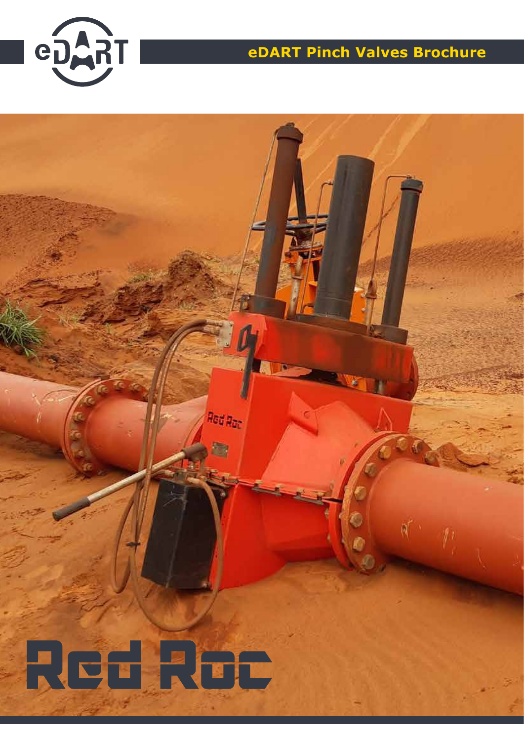# eDART Pinch Valves Brochure

Red Roc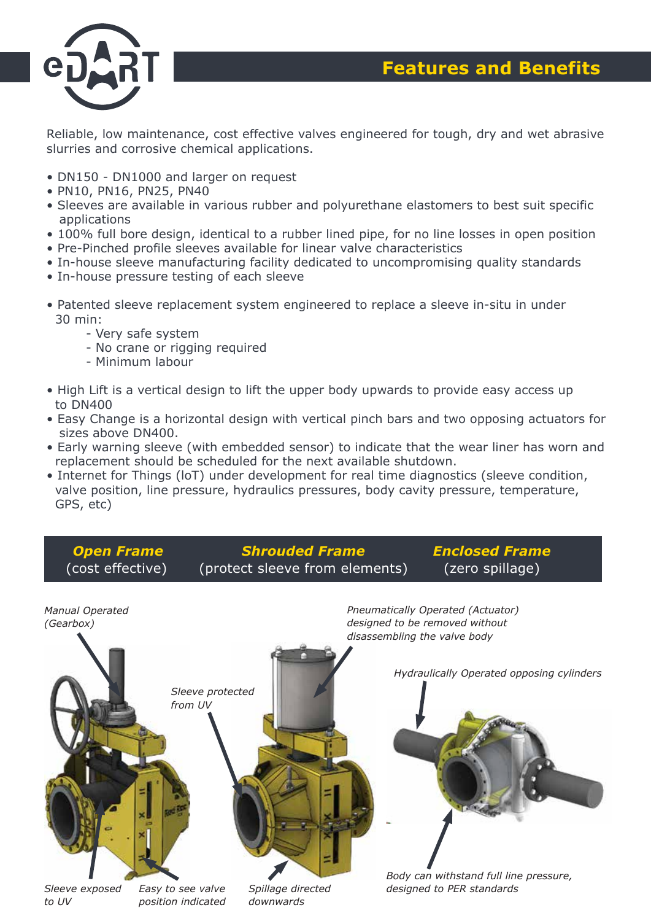# Features and Benefits

Reliable, low maintenance, cost effective valves engineered for tough, dry and wet abrasive slurries and corrosive chemical applications.

- DN150 - DN1000 and larger on request
- PN10, PN16, PN25, PN40
- Sleeves are available in various rubber and polyurethane elastomers to best suit specific applications
- 100% full bore design, identical to a rubber lined pipe, for no line losses in open position
- Pre-Pinched profile sleeves available for linear valve characteristics
- In-house sleeve manufacturing facility dedicated to uncompromising quality standards
- In-house pressure testing of each sleeve

- Patented sleeve replacement system engineered to replace a sleeve in-situ in under 30 min:
  - Very safe system
  - No crane or rigging required
  - Minimum labour

- High Lift is a vertical design to lift the upper body upwards to provide easy access up to DN400
- Easy Change is a horizontal design with vertical pinch bars and two opposing actuators for sizes above DN400.
- Early warning sleeve (with embedded sensor) to indicate that the wear liner has worn and replacement should be scheduled for the next available shutdown.
- Internet for Things (IoT) under development for real time diagnostics (sleeve condition, valve position, line pressure, hydraulics pressures, body cavity pressure, temperature, GPS, etc)

| ***Open Frame*** (cost effective) | ***Shrouded Frame*** (protect sleeve from elements) | ***Enclosed Frame*** (zero spillage) |
|---|---|---|

*Manual Operated (Gearbox)*

*Sleeve protected from UV*

*Pneumatically Operated (Actuator) designed to be removed without disassembling the valve body*

*Hydraulically Operated opposing cylinders*

*Sleeve exposed to UV*

*Easy to see valve position indicated*

*Spillage directed downwards*

*Body can withstand full line pressure, designed to PER standards*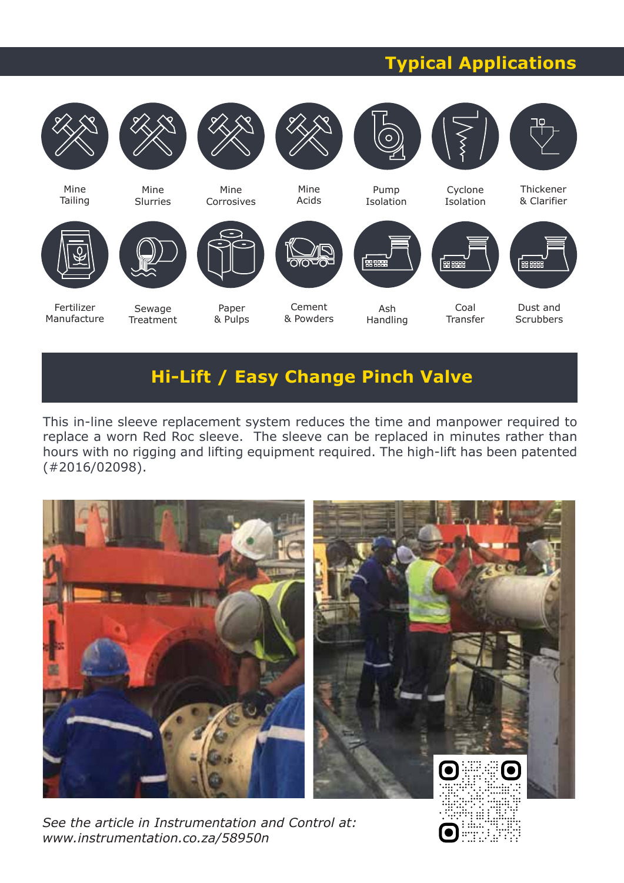## Typical Applications

- Mine Tailing
- Mine Slurries
- Mine Corrosives
- Mine Acids
- Pump Isolation
- Cyclone Isolation
- Thickener & Clarifier
- Fertilizer Manufacture
- Sewage Treatment
- Paper & Pulps
- Cement & Powders
- Ash Handling
- Coal Transfer
- Dust and Scrubbers

## Hi-Lift / Easy Change Pinch Valve

This in-line sleeve replacement system reduces the time and manpower required to replace a worn Red Roc sleeve. The sleeve can be replaced in minutes rather than hours with no rigging and lifting equipment required. The high-lift has been patented (#2016/02098).

*See the article in Instrumentation and Control at: www.instrumentation.co.za/58950n*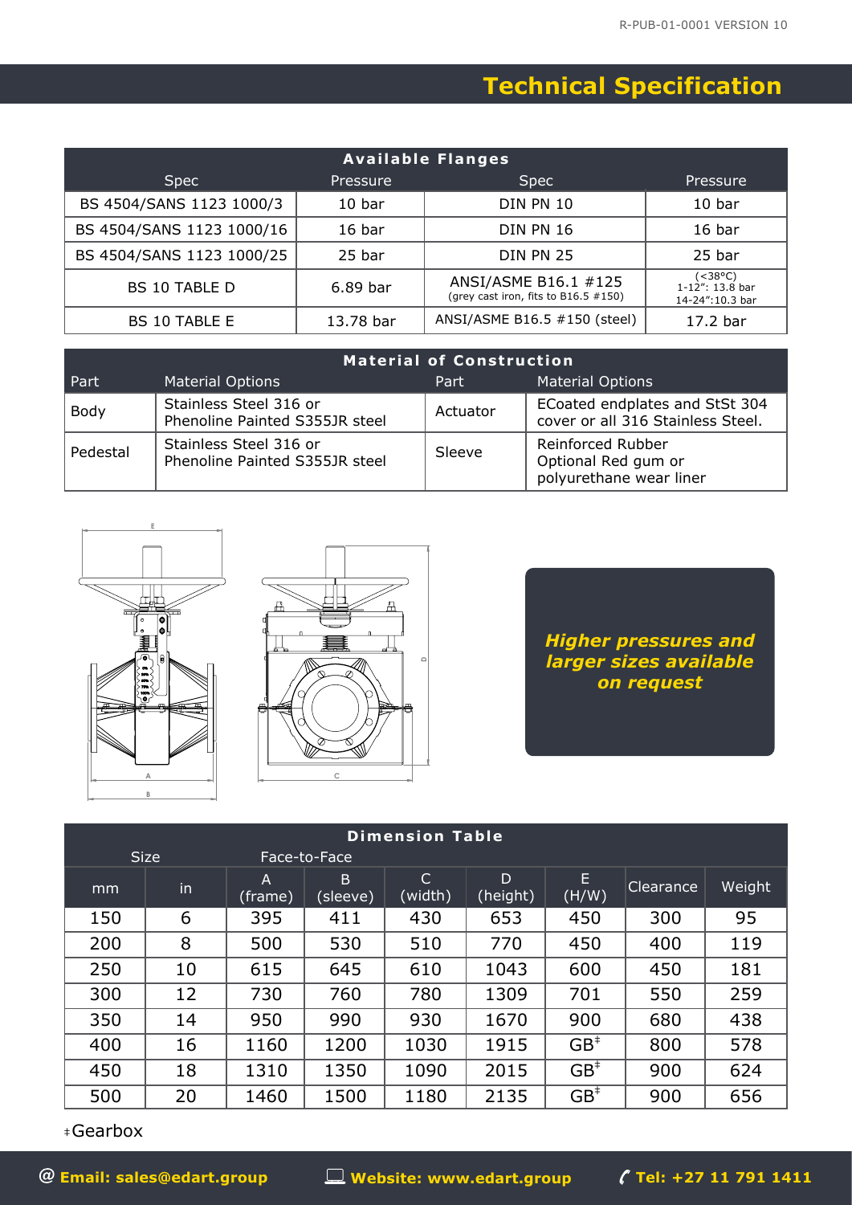# Technical Specification

| Available Flanges | | | |
|---|---|---|---|
| Spec | Pressure | Spec | Pressure |
| BS 4504/SANS 1123 1000/3 | 10 bar | DIN PN 10 | 10 bar |
| BS 4504/SANS 1123 1000/16 | 16 bar | DIN PN 16 | 16 bar |
| BS 4504/SANS 1123 1000/25 | 25 bar | DIN PN 25 | 25 bar |
| BS 10 TABLE D | 6.89 bar | ANSI/ASME B16.1 #125 (grey cast iron, fits to B16.5 #150) | (<38°C) 1-12": 13.8 bar 14-24":10.3 bar |
| BS 10 TABLE E | 13.78 bar | ANSI/ASME B16.5 #150 (steel) | 17.2 bar |

| Material of Construction | | | |
|---|---|---|---|
| Part | Material Options | Part | Material Options |
| Body | Stainless Steel 316 or Phenoline Painted S355JR steel | Actuator | ECoated endplates and StSt 304 cover or all 316 Stainless Steel. |
| Pedestal | Stainless Steel 316 or Phenoline Painted S355JR steel | Sleeve | Reinforced Rubber Optional Red gum or polyurethane wear liner |

***Higher pressures and larger sizes available on request***

| Dimension Table | | | | | | | | |
|---|---|---|---|---|---|---|---|---|
| Size | | Face-to-Face | | | | | | |
| mm | in | A (frame) | B (sleeve) | C (width) | D (height) | E (H/W) | Clearance | Weight |
| 150 | 6 | 395 | 411 | 430 | 653 | 450 | 300 | 95 |
| 200 | 8 | 500 | 530 | 510 | 770 | 450 | 400 | 119 |
| 250 | 10 | 615 | 645 | 610 | 1043 | 600 | 450 | 181 |
| 300 | 12 | 730 | 760 | 780 | 1309 | 701 | 550 | 259 |
| 350 | 14 | 950 | 990 | 930 | 1670 | 900 | 680 | 438 |
| 400 | 16 | 1160 | 1200 | 1030 | 1915 | GB‡ | 800 | 578 |
| 450 | 18 | 1310 | 1350 | 1090 | 2015 | GB‡ | 900 | 624 |
| 500 | 20 | 1460 | 1500 | 1180 | 2135 | GB‡ | 900 | 656 |

‡Gearbox

**Email: sales@edart.group** **Website: www.edart.group** **Tel: +27 11 791 1411**